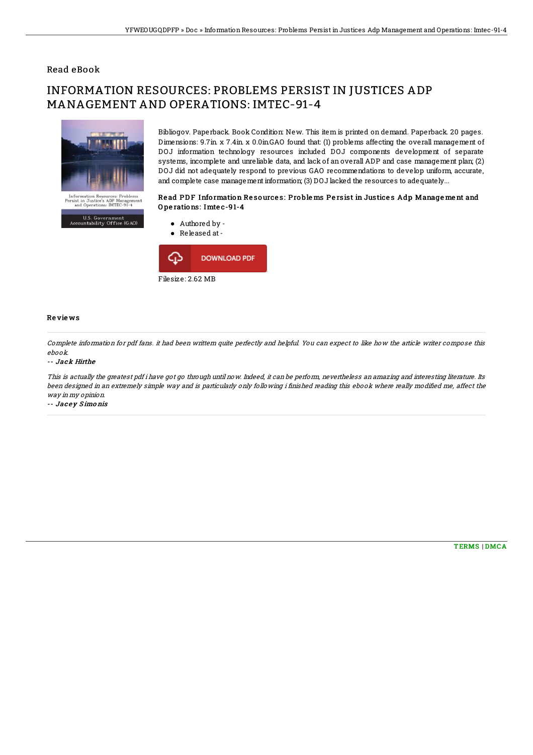Read eBook

# INFORMATION RESOURCES: PROBLEMS PERSIST IN JUSTICES ADP MANAGEMENT AND OPERATIONS: IMTEC-91-4

Information Resources: Problems Persist in Justice's ADP Management and Operations: IMTEC-91-4

U.S. Government Accountability Office (GAO)

Bibliogov. Paperback. Book Condition: New. This item is printed on demand. Paperback. 20 pages. Dimensions: 9.7in. x 7.4in. x 0.0in.GAO found that: (1) problems affecting the overall management of DOJ information technology resources included DOJ components development of separate systems, incomplete and unreliable data, and lack of an overall ADP and case management plan; (2) DOJ did not adequately respond to previous GAO recommendations to develop uniform, accurate, and complete case management information; (3) DOJ lacked the resources to adequately...

### Read PDF Information Resources: Problems Persist in Justices Adp Management and Operations: Imtec-91-4

- Authored by -
- Released at -

DOWNLOAD PDF

Filesize: 2.62 MB

#### Reviews

*Complete information for pdf fans. it had been writtern quite perfectly and helpful. You can expect to like how the article writer compose this ebook.*

-- ***Jack Hirthe***

*This is actually the greatest pdf i have got go through until now. Indeed, it can be perform, nevertheless an amazing and interesting literature. Its been designed in an extremely simple way and is particularly only following i finished reading this ebook where really modified me, affect the way in my opinion.*

-- ***Jacey Simonis***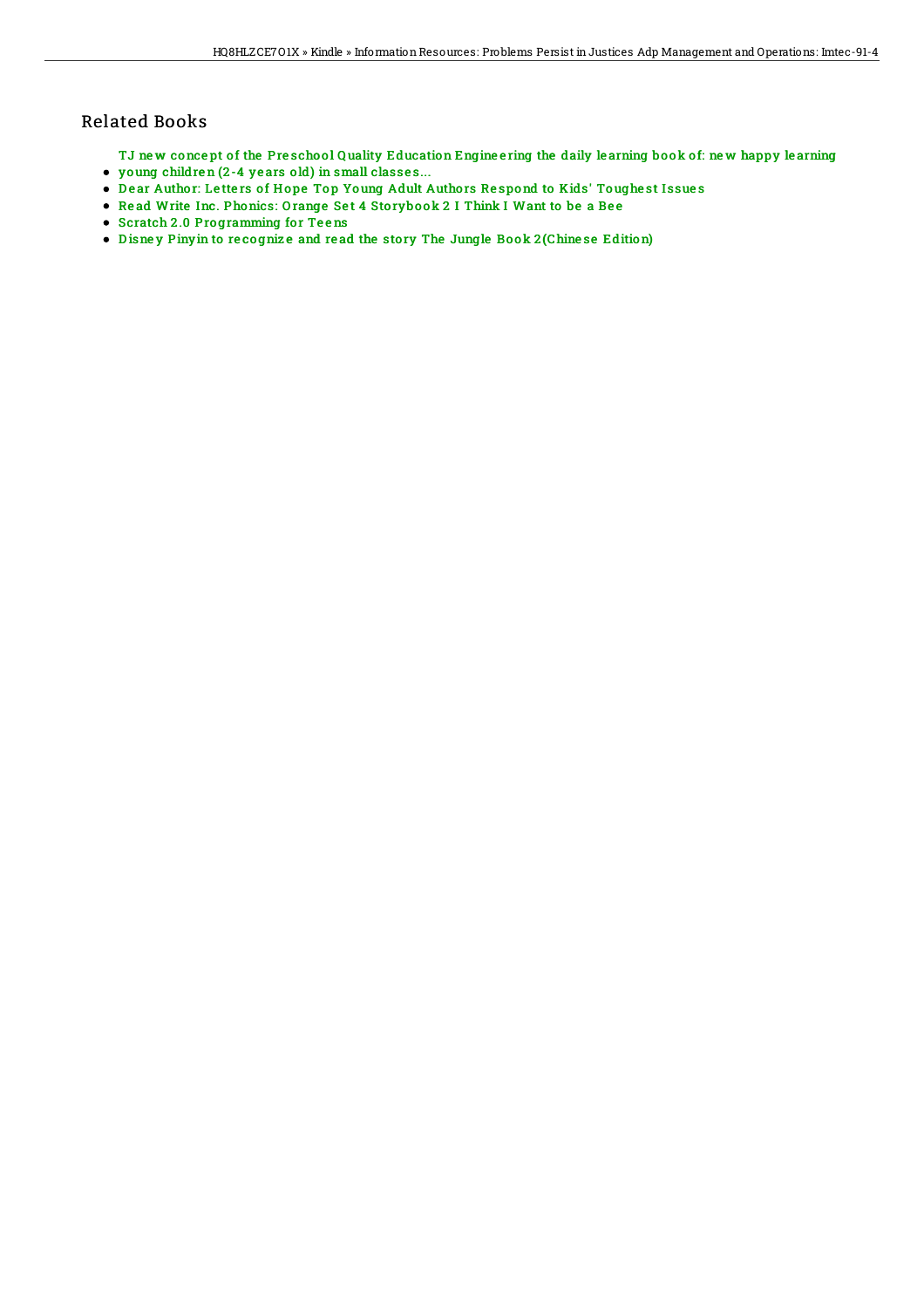## Related Books

- TJ new concept of the Preschool Quality Education Engineering the daily learning book of: new happy learning young children (2-4 years old) in small classes...
- Dear Author: Letters of Hope Top Young Adult Authors Respond to Kids' Toughest Issues
- Read Write Inc. Phonics: Orange Set 4 Storybook 2 I Think I Want to be a Bee
- Scratch 2.0 Programming for Teens
- Disney Pinyin to recognize and read the story The Jungle Book 2(Chinese Edition)